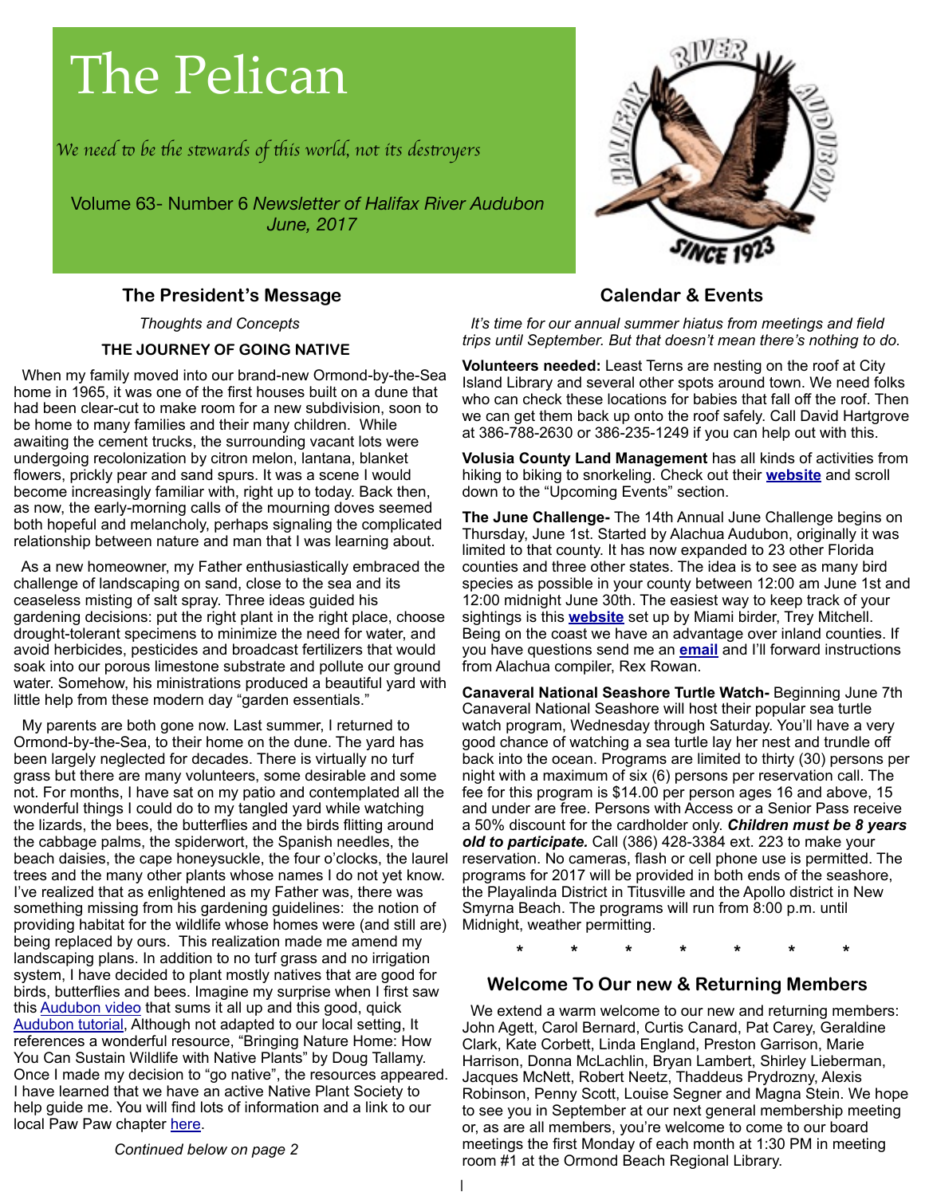# The Pelican

*We need to be the stewards of this world, not its destroyers*

Volume 63- Number 6 *Newsletter of Halifax River Audubon*
*June, 2017*

## The President's Message

*Thoughts and Concepts*

### THE JOURNEY OF GOING NATIVE

When my family moved into our brand-new Ormond-by-the-Sea home in 1965, it was one of the first houses built on a dune that had been clear-cut to make room for a new subdivision, soon to be home to many families and their many children. While awaiting the cement trucks, the surrounding vacant lots were undergoing recolonization by citron melon, lantana, blanket flowers, prickly pear and sand spurs. It was a scene I would become increasingly familiar with, right up to today. Back then, as now, the early-morning calls of the mourning doves seemed both hopeful and melancholy, perhaps signaling the complicated relationship between nature and man that I was learning about.

As a new homeowner, my Father enthusiastically embraced the challenge of landscaping on sand, close to the sea and its ceaseless misting of salt spray. Three ideas guided his gardening decisions: put the right plant in the right place, choose drought-tolerant specimens to minimize the need for water, and avoid herbicides, pesticides and broadcast fertilizers that would soak into our porous limestone substrate and pollute our ground water. Somehow, his ministrations produced a beautiful yard with little help from these modern day "garden essentials."

My parents are both gone now. Last summer, I returned to Ormond-by-the-Sea, to their home on the dune. The yard has been largely neglected for decades. There is virtually no turf grass but there are many volunteers, some desirable and some not. For months, I have sat on my patio and contemplated all the wonderful things I could do to my tangled yard while watching the lizards, the bees, the butterflies and the birds flitting around the cabbage palms, the spiderwort, the Spanish needles, the beach daisies, the cape honeysuckle, the four o'clocks, the laurel trees and the many other plants whose names I do not yet know. I've realized that as enlightened as my Father was, there was something missing from his gardening guidelines: the notion of providing habitat for the wildlife whose homes were (and still are) being replaced by ours. This realization made me amend my landscaping plans. In addition to no turf grass and no irrigation system, I have decided to plant mostly natives that are good for birds, butterflies and bees. Imagine my surprise when I first saw this Audubon video that sums it all up and this good, quick Audubon tutorial, Although not adapted to our local setting, It references a wonderful resource, "Bringing Nature Home: How You Can Sustain Wildlife with Native Plants" by Doug Tallamy. Once I made my decision to "go native", the resources appeared. I have learned that we have an active Native Plant Society to help guide me. You will find lots of information and a link to our local Paw Paw chapter here.

*Continued below on page 2*

## Calendar & Events

*It's time for our annual summer hiatus from meetings and field trips until September. But that doesn't mean there's nothing to do.*

**Volunteers needed:** Least Terns are nesting on the roof at City Island Library and several other spots around town. We need folks who can check these locations for babies that fall off the roof. Then we can get them back up onto the roof safely. Call David Hartgrove at 386-788-2630 or 386-235-1249 if you can help out with this.

**Volusia County Land Management** has all kinds of activities from hiking to biking to snorkeling. Check out their **website** and scroll down to the "Upcoming Events" section.

**The June Challenge-** The 14th Annual June Challenge begins on Thursday, June 1st. Started by Alachua Audubon, originally it was limited to that county. It has now expanded to 23 other Florida counties and three other states. The idea is to see as many bird species as possible in your county between 12:00 am June 1st and 12:00 midnight June 30th. The easiest way to keep track of your sightings is this **website** set up by Miami birder, Trey Mitchell. Being on the coast we have an advantage over inland counties. If you have questions send me an **email** and I'll forward instructions from Alachua compiler, Rex Rowan.

**Canaveral National Seashore Turtle Watch-** Beginning June 7th Canaveral National Seashore will host their popular sea turtle watch program, Wednesday through Saturday. You'll have a very good chance of watching a sea turtle lay her nest and trundle off back into the ocean. Programs are limited to thirty (30) persons per night with a maximum of six (6) persons per reservation call. The fee for this program is $14.00 per person ages 16 and above, 15 and under are free. Persons with Access or a Senior Pass receive a 50% discount for the cardholder only. ***Children must be 8 years old to participate.*** Call (386) 428-3384 ext. 223 to make your reservation. No cameras, flash or cell phone use is permitted. The programs for 2017 will be provided in both ends of the seashore, the Playalinda District in Titusville and the Apollo district in New Smyrna Beach. The programs will run from 8:00 p.m. until Midnight, weather permitting.

\* \* \* \* \* \* \*

## Welcome To Our new & Returning Members

We extend a warm welcome to our new and returning members: John Agett, Carol Bernard, Curtis Canard, Pat Carey, Geraldine Clark, Kate Corbett, Linda England, Preston Garrison, Marie Harrison, Donna McLachlin, Bryan Lambert, Shirley Lieberman, Jacques McNett, Robert Neetz, Thaddeus Prydrozny, Alexis Robinson, Penny Scott, Louise Segner and Magna Stein. We hope to see you in September at our next general membership meeting or, as are all members, you're welcome to come to our board meetings the first Monday of each month at 1:30 PM in meeting room #1 at the Ormond Beach Regional Library.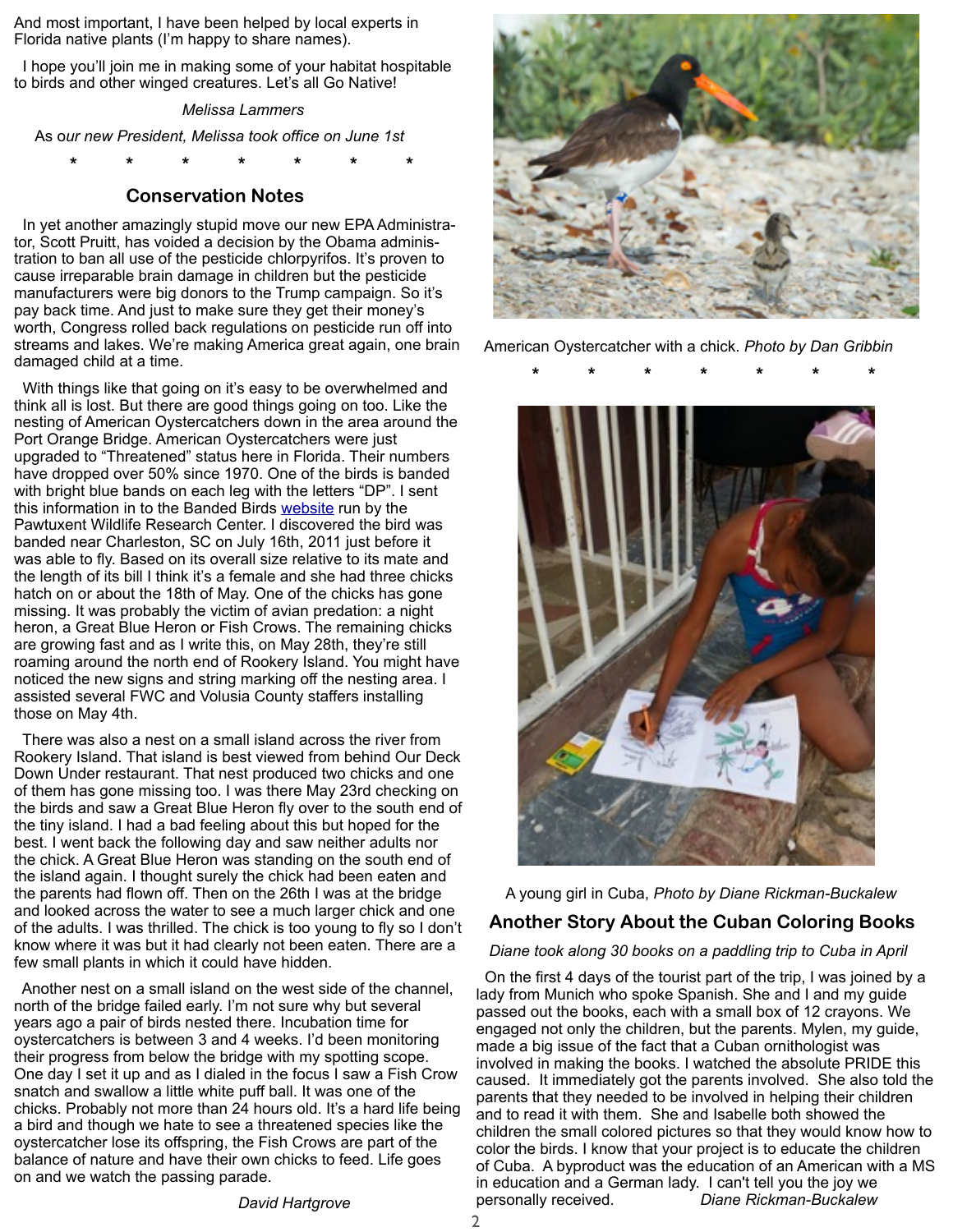And most important, I have been helped by local experts in Florida native plants (I'm happy to share names).

I hope you'll join me in making some of your habitat hospitable to birds and other winged creatures. Let's all Go Native!

*Melissa Lammers*

As *our new President, Melissa took office on June 1st*

\*   \*   \*   \*   \*   \*   \*

## Conservation Notes

In yet another amazingly stupid move our new EPA Administrator, Scott Pruitt, has voided a decision by the Obama administration to ban all use of the pesticide chlorpyrifos. It's proven to cause irreparable brain damage in children but the pesticide manufacturers were big donors to the Trump campaign. So it's pay back time. And just to make sure they get their money's worth, Congress rolled back regulations on pesticide run off into streams and lakes. We're making America great again, one brain damaged child at a time.

With things like that going on it's easy to be overwhelmed and think all is lost. But there are good things going on too. Like the nesting of American Oystercatchers down in the area around the Port Orange Bridge. American Oystercatchers were just upgraded to "Threatened" status here in Florida. Their numbers have dropped over 50% since 1970. One of the birds is banded with bright blue bands on each leg with the letters "DP". I sent this information in to the Banded Birds website run by the Pawtuxent Wildlife Research Center. I discovered the bird was banded near Charleston, SC on July 16th, 2011 just before it was able to fly. Based on its overall size relative to its mate and the length of its bill I think it's a female and she had three chicks hatch on or about the 18th of May. One of the chicks has gone missing. It was probably the victim of avian predation: a night heron, a Great Blue Heron or Fish Crows. The remaining chicks are growing fast and as I write this, on May 28th, they're still roaming around the north end of Rookery Island. You might have noticed the new signs and string marking off the nesting area. I assisted several FWC and Volusia County staffers installing those on May 4th.

There was also a nest on a small island across the river from Rookery Island. That island is best viewed from behind Our Deck Down Under restaurant. That nest produced two chicks and one of them has gone missing too. I was there May 23rd checking on the birds and saw a Great Blue Heron fly over to the south end of the tiny island. I had a bad feeling about this but hoped for the best. I went back the following day and saw neither adults nor the chick. A Great Blue Heron was standing on the south end of the island again. I thought surely the chick had been eaten and the parents had flown off. Then on the 26th I was at the bridge and looked across the water to see a much larger chick and one of the adults. I was thrilled. The chick is too young to fly so I don't know where it was but it had clearly not been eaten. There are a few small plants in which it could have hidden.

Another nest on a small island on the west side of the channel, north of the bridge failed early. I'm not sure why but several years ago a pair of birds nested there. Incubation time for oystercatchers is between 3 and 4 weeks. I'd been monitoring their progress from below the bridge with my spotting scope. One day I set it up and as I dialed in the focus I saw a Fish Crow snatch and swallow a little white puff ball. It was one of the chicks. Probably not more than 24 hours old. It's a hard life being a bird and though we hate to see a threatened species like the oystercatcher lose its offspring, the Fish Crows are part of the balance of nature and have their own chicks to feed. Life goes on and we watch the passing parade.

*David Hartgrove*

American Oystercatcher with a chick. *Photo by Dan Gribbin*

\*   \*   \*   \*   \*   \*   \*

A young girl in Cuba, *Photo by Diane Rickman-Buckalew*

## Another Story About the Cuban Coloring Books

*Diane took along 30 books on a paddling trip to Cuba in April*

On the first 4 days of the tourist part of the trip, I was joined by a lady from Munich who spoke Spanish. She and I and my guide passed out the books, each with a small box of 12 crayons. We engaged not only the children, but the parents. Mylen, my guide, made a big issue of the fact that a Cuban ornithologist was involved in making the books. I watched the absolute PRIDE this caused. It immediately got the parents involved. She also told the parents that they needed to be involved in helping their children and to read it with them. She and Isabelle both showed the children the small colored pictures so that they would know how to color the birds. I know that your project is to educate the children of Cuba. A byproduct was the education of an American with a MS in education and a German lady. I can't tell you the joy we personally received. *Diane Rickman-Buckalew*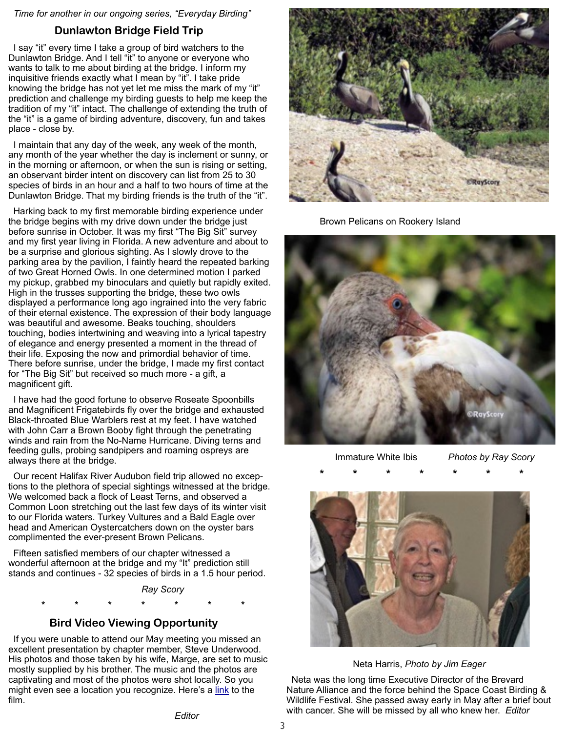*Time for another in our ongoing series, "Everyday Birding"*

### Dunlawton Bridge Field Trip

I say "it" every time I take a group of bird watchers to the Dunlawton Bridge. And I tell "it" to anyone or everyone who wants to talk to me about birding at the bridge. I inform my inquisitive friends exactly what I mean by "it". I take pride knowing the bridge has not yet let me miss the mark of my "it" prediction and challenge my birding guests to help me keep the tradition of my "it" intact. The challenge of extending the truth of the "it" is a game of birding adventure, discovery, fun and takes place - close by.

I maintain that any day of the week, any week of the month, any month of the year whether the day is inclement or sunny, or in the morning or afternoon, or when the sun is rising or setting, an observant birder intent on discovery can list from 25 to 30 species of birds in an hour and a half to two hours of time at the Dunlawton Bridge. That my birding friends is the truth of the "it".

Harking back to my first memorable birding experience under the bridge begins with my drive down under the bridge just before sunrise in October. It was my first "The Big Sit" survey and my first year living in Florida. A new adventure and about to be a surprise and glorious sighting. As I slowly drove to the parking area by the pavilion, I faintly heard the repeated barking of two Great Horned Owls. In one determined motion I parked my pickup, grabbed my binoculars and quietly but rapidly exited. High in the trusses supporting the bridge, these two owls displayed a performance long ago ingrained into the very fabric of their eternal existence. The expression of their body language was beautiful and awesome. Beaks touching, shoulders touching, bodies intertwining and weaving into a lyrical tapestry of elegance and energy presented a moment in the thread of their life. Exposing the now and primordial behavior of time. There before sunrise, under the bridge, I made my first contact for "The Big Sit" but received so much more - a gift, a magnificent gift.

I have had the good fortune to observe Roseate Spoonbills and Magnificent Frigatebirds fly over the bridge and exhausted Black-throated Blue Warblers rest at my feet. I have watched with John Carr a Brown Booby fight through the penetrating winds and rain from the No-Name Hurricane. Diving terns and feeding gulls, probing sandpipers and roaming ospreys are always there at the bridge.

Our recent Halifax River Audubon field trip allowed no exceptions to the plethora of special sightings witnessed at the bridge. We welcomed back a flock of Least Terns, and observed a Common Loon stretching out the last few days of its winter visit to our Florida waters. Turkey Vultures and a Bald Eagle over head and American Oystercatchers down on the oyster bars complimented the ever-present Brown Pelicans.

Fifteen satisfied members of our chapter witnessed a wonderful afternoon at the bridge and my "It" prediction still stands and continues - 32 species of birds in a 1.5 hour period.

*Ray Scory*

Brown Pelicans on Rookery Island

Immature White Ibis *Photos by Ray Scory*

\* \* \* \* \* \* \*

### Bird Video Viewing Opportunity

If you were unable to attend our May meeting you missed an excellent presentation by chapter member, Steve Underwood. His photos and those taken by his wife, Marge, are set to music mostly supplied by his brother. The music and the photos are captivating and most of the photos were shot locally. So you might even see a location you recognize. Here's a link to the film.

*Editor*

\* \* \* \* \* \* \*

Neta Harris, *Photo by Jim Eager*

Neta was the long time Executive Director of the Brevard Nature Alliance and the force behind the Space Coast Birding & Wildlife Festival. She passed away early in May after a brief bout with cancer. She will be missed by all who knew her. *Editor*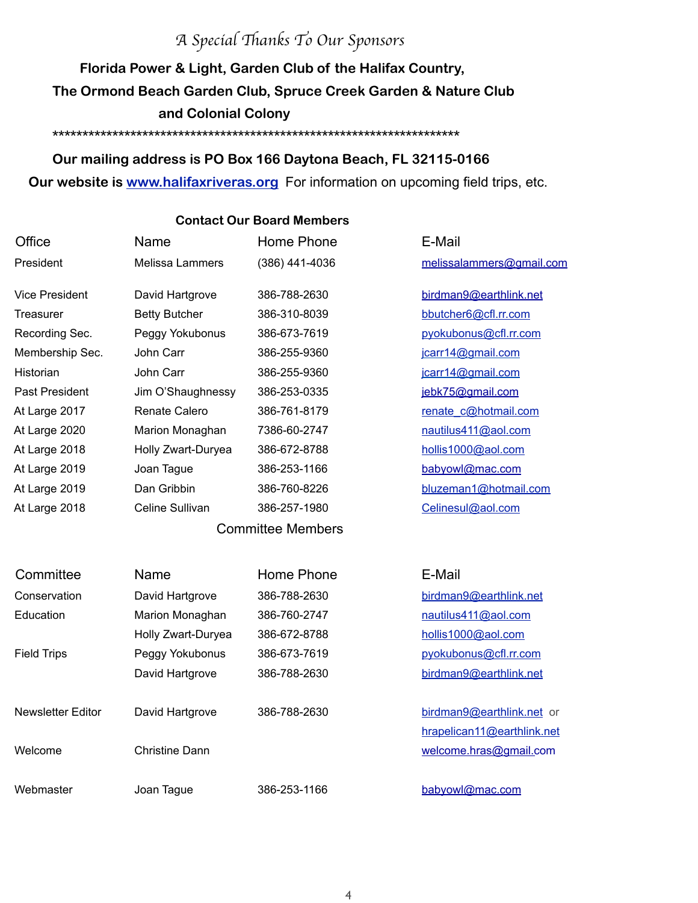## *A Special Thanks To Our Sponsors*

**Florida Power & Light, Garden Club of the Halifax Country,**
**The Ormond Beach Garden Club, Spruce Creek Garden & Nature Club**
**and Colonial Colony**

*************************************************************************

**Our mailing address is PO Box 166 Daytona Beach, FL 32115-0166**

**Our website is [www.halifaxriveras.org](http://www.halifaxriveras.org)** For information on upcoming field trips, etc.

### Contact Our Board Members

| Office | Name | Home Phone | E-Mail |
|---|---|---|---|
| President | Melissa Lammers | (386) 441-4036 | melissalammers@gmail.com |
| Vice President | David Hartgrove | 386-788-2630 | birdman9@earthlink.net |
| Treasurer | Betty Butcher | 386-310-8039 | bbutcher6@cfl.rr.com |
| Recording Sec. | Peggy Yokubonus | 386-673-7619 | pyokubonus@cfl.rr.com |
| Membership Sec. | John Carr | 386-255-9360 | jcarr14@gmail.com |
| Historian | John Carr | 386-255-9360 | jcarr14@gmail.com |
| Past President | Jim O'Shaughnessy | 386-253-0335 | jebk75@gmail.com |
| At Large 2017 | Renate Calero | 386-761-8179 | renate_c@hotmail.com |
| At Large 2020 | Marion Monaghan | 7386-60-2747 | nautilus411@aol.com |
| At Large 2018 | Holly Zwart-Duryea | 386-672-8788 | hollis1000@aol.com |
| At Large 2019 | Joan Tague | 386-253-1166 | babyowl@mac.com |
| At Large 2019 | Dan Gribbin | 386-760-8226 | bluzeman1@hotmail.com |
| At Large 2018 | Celine Sullivan | 386-257-1980 | Celinesul@aol.com |

### Committee Members

| Committee | Name | Home Phone | E-Mail |
|---|---|---|---|
| Conservation | David Hartgrove | 386-788-2630 | birdman9@earthlink.net |
| Education | Marion Monaghan | 386-760-2747 | nautilus411@aol.com |
| | Holly Zwart-Duryea | 386-672-8788 | hollis1000@aol.com |
| Field Trips | Peggy Yokubonus | 386-673-7619 | pyokubonus@cfl.rr.com |
| | David Hartgrove | 386-788-2630 | birdman9@earthlink.net |
| Newsletter Editor | David Hartgrove | 386-788-2630 | birdman9@earthlink.net or hrapelican11@earthlink.net |
| Welcome | Christine Dann | | welcome.hras@gmail.com |
| Webmaster | Joan Tague | 386-253-1166 | babyowl@mac.com |